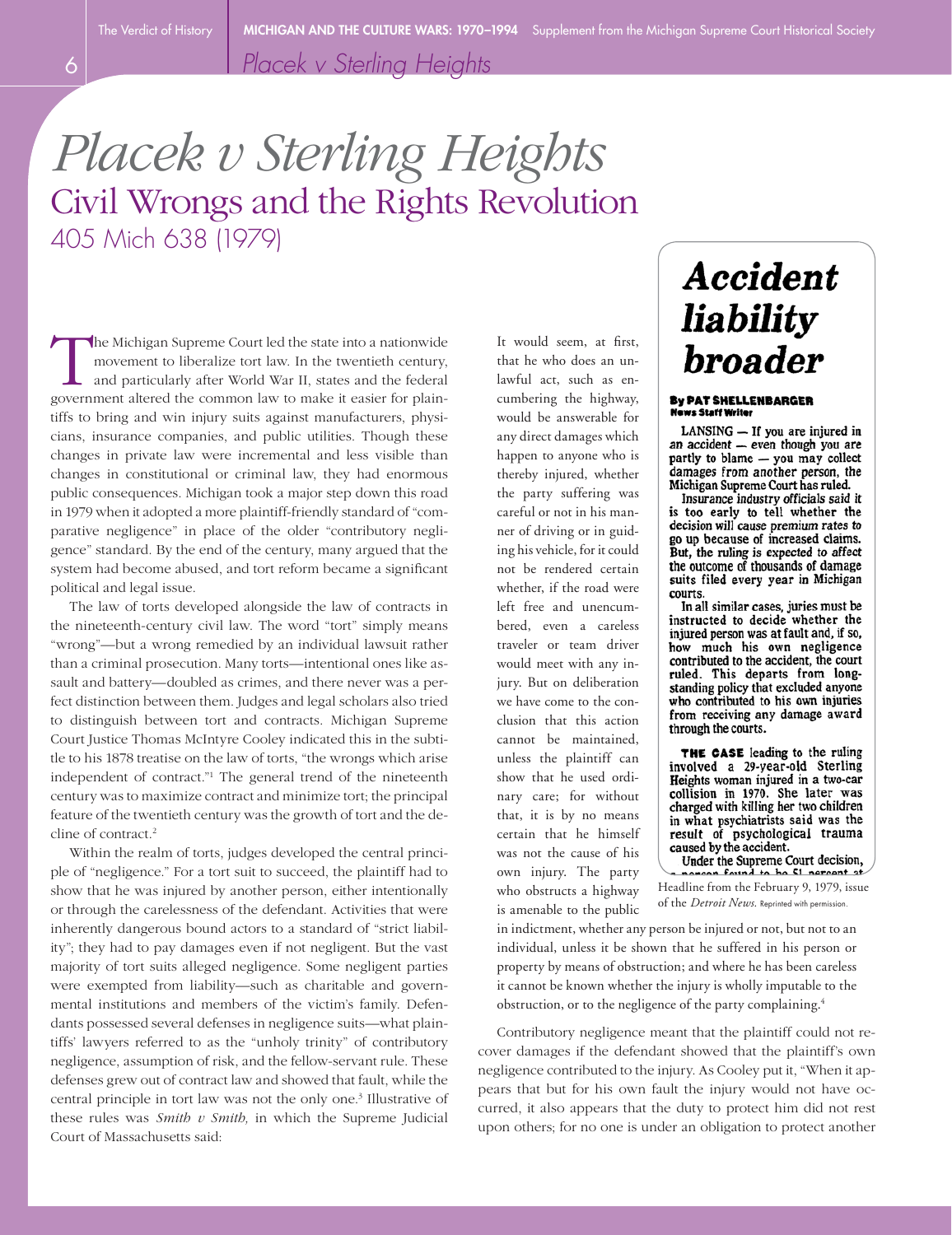# *Placek v Sterling Heights*

## Civil Wrongs and the Rights Revolution

405 Mich 638 (1979)

The Michigan Supreme Court led the state into a nationwide movement to liberalize tort law. In the twentieth century, and particularly after World War II, states and the federal government altered the common law to make it easier for plaintiffs to bring and win injury suits against manufacturers, physicians, insurance companies, and public utilities. Though these changes in private law were incremental and less visible than changes in constitutional or criminal law, they had enormous public consequences. Michigan took a major step down this road in 1979 when it adopted a more plaintiff-friendly standard of "comparative negligence" in place of the older "contributory negligence" standard. By the end of the century, many argued that the system had become abused, and tort reform became a significant political and legal issue.

The law of torts developed alongside the law of contracts in the nineteenth-century civil law. The word "tort" simply means "wrong"—but a wrong remedied by an individual lawsuit rather than a criminal prosecution. Many torts—intentional ones like assault and battery—doubled as crimes, and there never was a perfect distinction between them. Judges and legal scholars also tried to distinguish between tort and contracts. Michigan Supreme Court Justice Thomas McIntyre Cooley indicated this in the subtitle to his 1878 treatise on the law of torts, "the wrongs which arise independent of contract."[1] The general trend of the nineteenth century was to maximize contract and minimize tort; the principal feature of the twentieth century was the growth of tort and the decline of contract.[2]

Within the realm of torts, judges developed the central principle of "negligence." For a tort suit to succeed, the plaintiff had to show that he was injured by another person, either intentionally or through the carelessness of the defendant. Activities that were inherently dangerous bound actors to a standard of "strict liability"; they had to pay damages even if not negligent. But the vast majority of tort suits alleged negligence. Some negligent parties were exempted from liability—such as charitable and governmental institutions and members of the victim's family. Defendants possessed several defenses in negligence suits—what plaintiffs' lawyers referred to as the "unholy trinity" of contributory negligence, assumption of risk, and the fellow-servant rule. These defenses grew out of contract law and showed that fault, while the central principle in tort law was not the only one.[3] Illustrative of these rules was *Smith v Smith,* in which the Supreme Judicial Court of Massachusetts said:

> It would seem, at first, that he who does an unlawful act, such as encumbering the highway, would be answerable for any direct damages which happen to anyone who is thereby injured, whether the party suffering was careful or not in his manner of driving or in guiding his vehicle, for it could not be rendered certain whether, if the road were left free and unencumbered, even a careless traveler or team driver would meet with any injury. But on deliberation we have come to the conclusion that this action cannot be maintained, unless the plaintiff can show that he used ordinary care; for without that, it is by no means certain that he himself was not the cause of his own injury. The party who obstructs a highway is amenable to the public in indictment, whether any person be injured or not, but not to an individual, unless it be shown that he suffered in his person or property by means of obstruction; and where he has been careless it cannot be known whether the injury is wholly imputable to the obstruction, or to the negligence of the party complaining.[4]

**Accident liability broader**

By PAT SHELLENBARGER
News Staff Writer

LANSING — If you are injured in an accident — even though you are partly to blame — you may collect damages from another person, the Michigan Supreme Court has ruled.

Insurance industry officials said it is too early to tell whether the decision will cause premium rates to go up because of increased claims. But, the ruling is expected to affect the outcome of thousands of damage suits filed every year in Michigan courts.

In all similar cases, juries must be instructed to decide whether the injured person was at fault and, if so, how much his own negligence contributed to the accident, the court ruled. This departs from longstanding policy that excluded anyone who contributed to his own injuries from receiving any damage award through the courts.

THE CASE leading to the ruling involved a 29-year-old Sterling Heights woman injured in a two-car collision in 1970. She later was charged with killing her two children in what psychiatrists said was the result of psychological trauma caused by the accident.

Under the Supreme Court decision,

Headline from the February 9, 1979, issue of the *Detroit News*. Reprinted with permission.

Contributory negligence meant that the plaintiff could not recover damages if the defendant showed that the plaintiff's own negligence contributed to the injury. As Cooley put it, "When it appears that but for his own fault the injury would not have occurred, it also appears that the duty to protect him did not rest upon others; for no one is under an obligation to protect another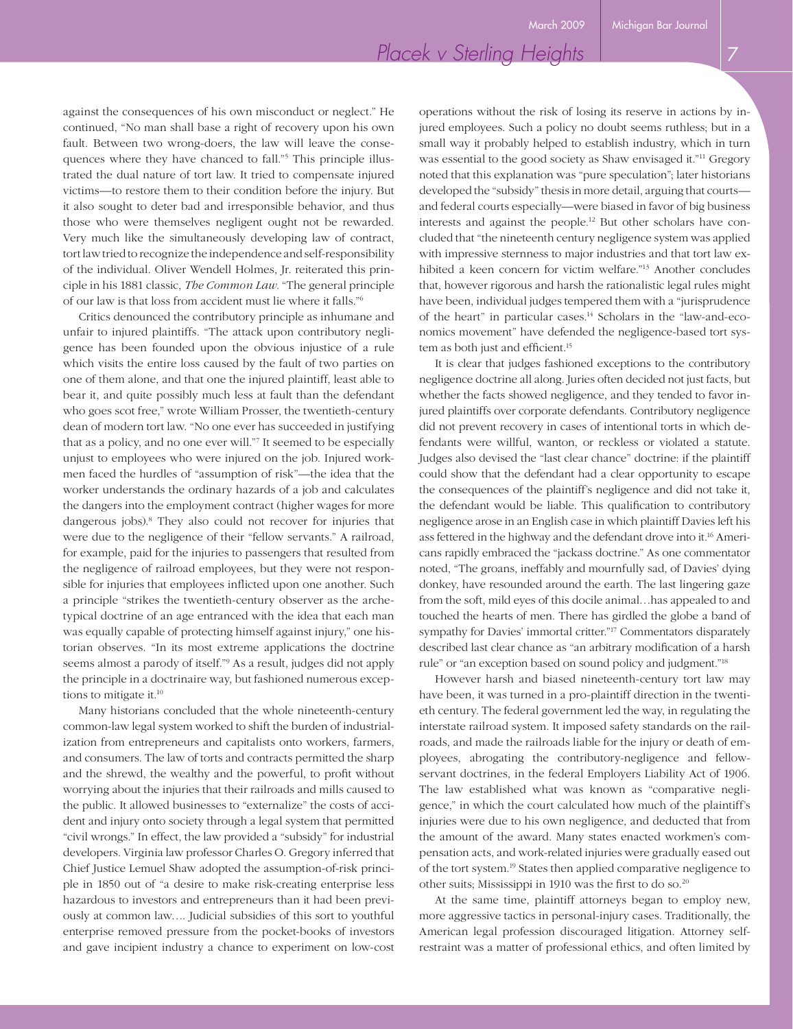against the consequences of his own misconduct or neglect." He continued, "No man shall base a right of recovery upon his own fault. Between two wrong-doers, the law will leave the consequences where they have chanced to fall."[5] This principle illustrated the dual nature of tort law. It tried to compensate injured victims—to restore them to their condition before the injury. But it also sought to deter bad and irresponsible behavior, and thus those who were themselves negligent ought not be rewarded. Very much like the simultaneously developing law of contract, tort law tried to recognize the independence and self-responsibility of the individual. Oliver Wendell Holmes, Jr. reiterated this principle in his 1881 classic, *The Common Law*. "The general principle of our law is that loss from accident must lie where it falls."[6]

Critics denounced the contributory principle as inhumane and unfair to injured plaintiffs. "The attack upon contributory negligence has been founded upon the obvious injustice of a rule which visits the entire loss caused by the fault of two parties on one of them alone, and that one the injured plaintiff, least able to bear it, and quite possibly much less at fault than the defendant who goes scot free," wrote William Prosser, the twentieth-century dean of modern tort law. "No one ever has succeeded in justifying that as a policy, and no one ever will."[7] It seemed to be especially unjust to employees who were injured on the job. Injured workmen faced the hurdles of "assumption of risk"—the idea that the worker understands the ordinary hazards of a job and calculates the dangers into the employment contract (higher wages for more dangerous jobs).[8] They also could not recover for injuries that were due to the negligence of their "fellow servants." A railroad, for example, paid for the injuries to passengers that resulted from the negligence of railroad employees, but they were not responsible for injuries that employees inflicted upon one another. Such a principle "strikes the twentieth-century observer as the archetypical doctrine of an age entranced with the idea that each man was equally capable of protecting himself against injury," one historian observes. "In its most extreme applications the doctrine seems almost a parody of itself."[9] As a result, judges did not apply the principle in a doctrinaire way, but fashioned numerous exceptions to mitigate it.[10]

Many historians concluded that the whole nineteenth-century common-law legal system worked to shift the burden of industrialization from entrepreneurs and capitalists onto workers, farmers, and consumers. The law of torts and contracts permitted the sharp and the shrewd, the wealthy and the powerful, to profit without worrying about the injuries that their railroads and mills caused to the public. It allowed businesses to "externalize" the costs of accident and injury onto society through a legal system that permitted "civil wrongs." In effect, the law provided a "subsidy" for industrial developers. Virginia law professor Charles O. Gregory inferred that Chief Justice Lemuel Shaw adopted the assumption-of-risk principle in 1850 out of "a desire to make risk-creating enterprise less hazardous to investors and entrepreneurs than it had been previously at common law…. Judicial subsidies of this sort to youthful enterprise removed pressure from the pocket-books of investors and gave incipient industry a chance to experiment on low-cost operations without the risk of losing its reserve in actions by injured employees. Such a policy no doubt seems ruthless; but in a small way it probably helped to establish industry, which in turn was essential to the good society as Shaw envisaged it."[11] Gregory noted that this explanation was "pure speculation"; later historians developed the "subsidy" thesis in more detail, arguing that courts—and federal courts especially—were biased in favor of big business interests and against the people.[12] But other scholars have concluded that "the nineteenth century negligence system was applied with impressive sternness to major industries and that tort law exhibited a keen concern for victim welfare."[13] Another concludes that, however rigorous and harsh the rationalistic legal rules might have been, individual judges tempered them with a "jurisprudence of the heart" in particular cases.[14] Scholars in the "law-and-economics movement" have defended the negligence-based tort system as both just and efficient.[15]

It is clear that judges fashioned exceptions to the contributory negligence doctrine all along. Juries often decided not just facts, but whether the facts showed negligence, and they tended to favor injured plaintiffs over corporate defendants. Contributory negligence did not prevent recovery in cases of intentional torts in which defendants were willful, wanton, or reckless or violated a statute. Judges also devised the "last clear chance" doctrine: if the plaintiff could show that the defendant had a clear opportunity to escape the consequences of the plaintiff's negligence and did not take it, the defendant would be liable. This qualification to contributory negligence arose in an English case in which plaintiff Davies left his ass fettered in the highway and the defendant drove into it.[16] Americans rapidly embraced the "jackass doctrine." As one commentator noted, "The groans, ineffably and mournfully sad, of Davies' dying donkey, have resounded around the earth. The last lingering gaze from the soft, mild eyes of this docile animal…has appealed to and touched the hearts of men. There has girdled the globe a band of sympathy for Davies' immortal critter."[17] Commentators disparately described last clear chance as "an arbitrary modification of a harsh rule" or "an exception based on sound policy and judgment."[18]

However harsh and biased nineteenth-century tort law may have been, it was turned in a pro-plaintiff direction in the twentieth century. The federal government led the way, in regulating the interstate railroad system. It imposed safety standards on the railroads, and made the railroads liable for the injury or death of employees, abrogating the contributory-negligence and fellow-servant doctrines, in the federal Employers Liability Act of 1906. The law established what was known as "comparative negligence," in which the court calculated how much of the plaintiff's injuries were due to his own negligence, and deducted that from the amount of the award. Many states enacted workmen's compensation acts, and work-related injuries were gradually eased out of the tort system.[19] States then applied comparative negligence to other suits; Mississippi in 1910 was the first to do so.[20]

At the same time, plaintiff attorneys began to employ new, more aggressive tactics in personal-injury cases. Traditionally, the American legal profession discouraged litigation. Attorney self-restraint was a matter of professional ethics, and often limited by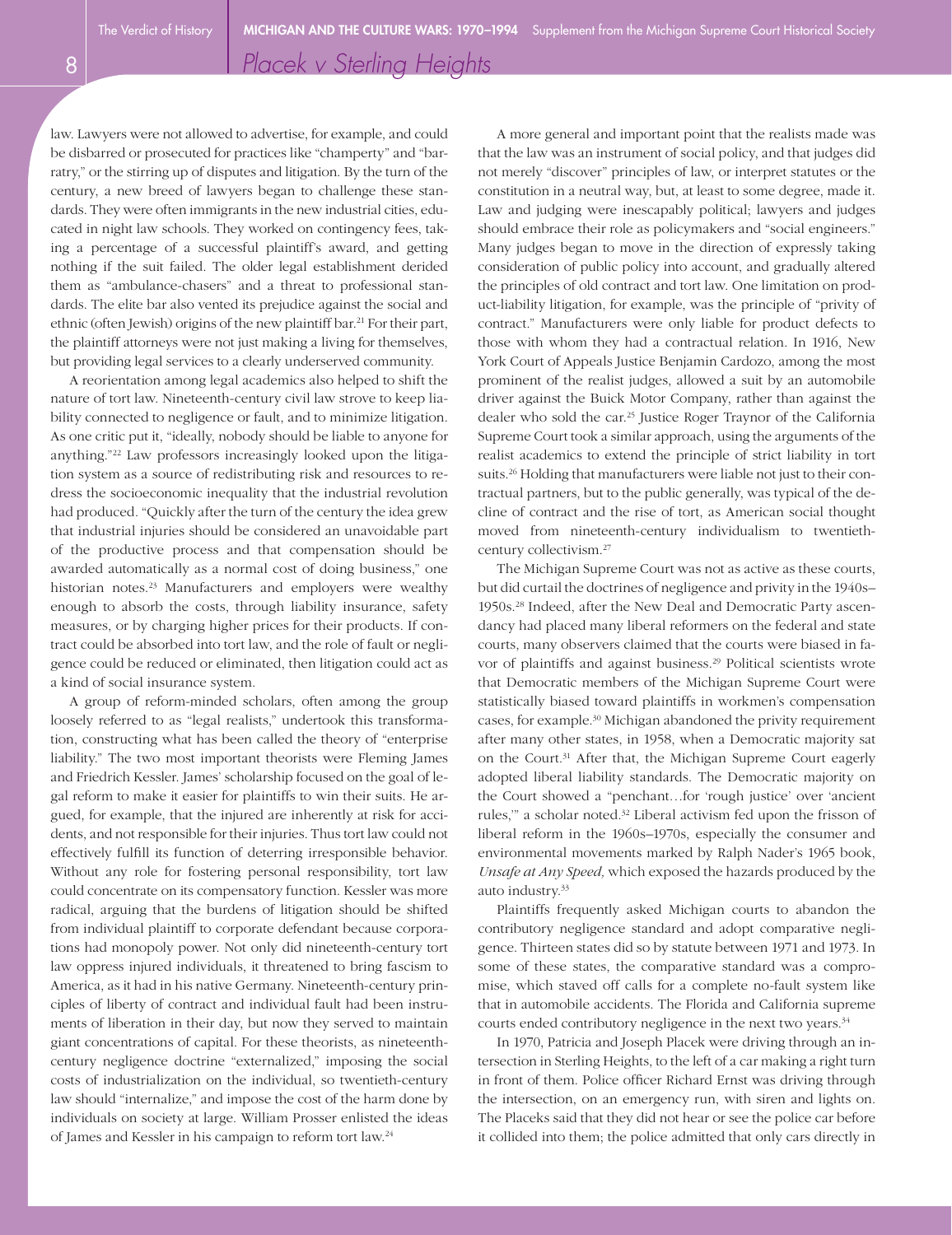law. Lawyers were not allowed to advertise, for example, and could be disbarred or prosecuted for practices like "champerty" and "barratry," or the stirring up of disputes and litigation. By the turn of the century, a new breed of lawyers began to challenge these standards. They were often immigrants in the new industrial cities, educated in night law schools. They worked on contingency fees, taking a percentage of a successful plaintiff's award, and getting nothing if the suit failed. The older legal establishment derided them as "ambulance-chasers" and a threat to professional standards. The elite bar also vented its prejudice against the social and ethnic (often Jewish) origins of the new plaintiff bar.[21] For their part, the plaintiff attorneys were not just making a living for themselves, but providing legal services to a clearly underserved community.

A reorientation among legal academics also helped to shift the nature of tort law. Nineteenth-century civil law strove to keep liability connected to negligence or fault, and to minimize litigation. As one critic put it, "ideally, nobody should be liable to anyone for anything."[22] Law professors increasingly looked upon the litigation system as a source of redistributing risk and resources to redress the socioeconomic inequality that the industrial revolution had produced. "Quickly after the turn of the century the idea grew that industrial injuries should be considered an unavoidable part of the productive process and that compensation should be awarded automatically as a normal cost of doing business," one historian notes.[23] Manufacturers and employers were wealthy enough to absorb the costs, through liability insurance, safety measures, or by charging higher prices for their products. If contract could be absorbed into tort law, and the role of fault or negligence could be reduced or eliminated, then litigation could act as a kind of social insurance system.

A group of reform-minded scholars, often among the group loosely referred to as "legal realists," undertook this transformation, constructing what has been called the theory of "enterprise liability." The two most important theorists were Fleming James and Friedrich Kessler. James' scholarship focused on the goal of legal reform to make it easier for plaintiffs to win their suits. He argued, for example, that the injured are inherently at risk for accidents, and not responsible for their injuries. Thus tort law could not effectively fulfill its function of deterring irresponsible behavior. Without any role for fostering personal responsibility, tort law could concentrate on its compensatory function. Kessler was more radical, arguing that the burdens of litigation should be shifted from individual plaintiff to corporate defendant because corporations had monopoly power. Not only did nineteenth-century tort law oppress injured individuals, it threatened to bring fascism to America, as it had in his native Germany. Nineteenth-century principles of liberty of contract and individual fault had been instruments of liberation in their day, but now they served to maintain giant concentrations of capital. For these theorists, as nineteenth-century negligence doctrine "externalized," imposing the social costs of industrialization on the individual, so twentieth-century law should "internalize," and impose the cost of the harm done by individuals on society at large. William Prosser enlisted the ideas of James and Kessler in his campaign to reform tort law.[24]

A more general and important point that the realists made was that the law was an instrument of social policy, and that judges did not merely "discover" principles of law, or interpret statutes or the constitution in a neutral way, but, at least to some degree, made it. Law and judging were inescapably political; lawyers and judges should embrace their role as policymakers and "social engineers." Many judges began to move in the direction of expressly taking consideration of public policy into account, and gradually altered the principles of old contract and tort law. One limitation on product-liability litigation, for example, was the principle of "privity of contract." Manufacturers were only liable for product defects to those with whom they had a contractual relation. In 1916, New York Court of Appeals Justice Benjamin Cardozo, among the most prominent of the realist judges, allowed a suit by an automobile driver against the Buick Motor Company, rather than against the dealer who sold the car.[25] Justice Roger Traynor of the California Supreme Court took a similar approach, using the arguments of the realist academics to extend the principle of strict liability in tort suits.[26] Holding that manufacturers were liable not just to their contractual partners, but to the public generally, was typical of the decline of contract and the rise of tort, as American social thought moved from nineteenth-century individualism to twentieth-century collectivism.[27]

The Michigan Supreme Court was not as active as these courts, but did curtail the doctrines of negligence and privity in the 1940s–1950s.[28] Indeed, after the New Deal and Democratic Party ascendancy had placed many liberal reformers on the federal and state courts, many observers claimed that the courts were biased in favor of plaintiffs and against business.[29] Political scientists wrote that Democratic members of the Michigan Supreme Court were statistically biased toward plaintiffs in workmen's compensation cases, for example.[30] Michigan abandoned the privity requirement after many other states, in 1958, when a Democratic majority sat on the Court.[31] After that, the Michigan Supreme Court eagerly adopted liberal liability standards. The Democratic majority on the Court showed a "penchant…for 'rough justice' over 'ancient rules,'" a scholar noted.[32] Liberal activism fed upon the frisson of liberal reform in the 1960s–1970s, especially the consumer and environmental movements marked by Ralph Nader's 1965 book, *Unsafe at Any Speed,* which exposed the hazards produced by the auto industry.[33]

Plaintiffs frequently asked Michigan courts to abandon the contributory negligence standard and adopt comparative negligence. Thirteen states did so by statute between 1971 and 1973. In some of these states, the comparative standard was a compromise, which staved off calls for a complete no-fault system like that in automobile accidents. The Florida and California supreme courts ended contributory negligence in the next two years.[34]

In 1970, Patricia and Joseph Placek were driving through an intersection in Sterling Heights, to the left of a car making a right turn in front of them. Police officer Richard Ernst was driving through the intersection, on an emergency run, with siren and lights on. The Placeks said that they did not hear or see the police car before it collided into them; the police admitted that only cars directly in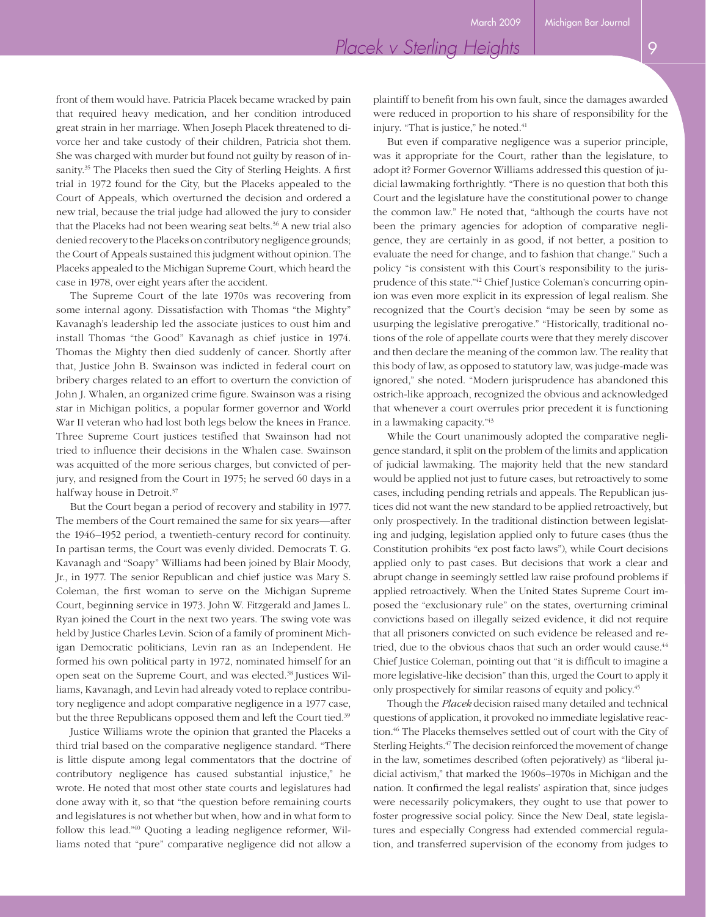front of them would have. Patricia Placek became wracked by pain that required heavy medication, and her condition introduced great strain in her marriage. When Joseph Placek threatened to divorce her and take custody of their children, Patricia shot them. She was charged with murder but found not guilty by reason of insanity.[35] The Placeks then sued the City of Sterling Heights. A first trial in 1972 found for the City, but the Placeks appealed to the Court of Appeals, which overturned the decision and ordered a new trial, because the trial judge had allowed the jury to consider that the Placeks had not been wearing seat belts.[36] A new trial also denied recovery to the Placeks on contributory negligence grounds; the Court of Appeals sustained this judgment without opinion. The Placeks appealed to the Michigan Supreme Court, which heard the case in 1978, over eight years after the accident.

The Supreme Court of the late 1970s was recovering from some internal agony. Dissatisfaction with Thomas "the Mighty" Kavanagh's leadership led the associate justices to oust him and install Thomas "the Good" Kavanagh as chief justice in 1974. Thomas the Mighty then died suddenly of cancer. Shortly after that, Justice John B. Swainson was indicted in federal court on bribery charges related to an effort to overturn the conviction of John J. Whalen, an organized crime figure. Swainson was a rising star in Michigan politics, a popular former governor and World War II veteran who had lost both legs below the knees in France. Three Supreme Court justices testified that Swainson had not tried to influence their decisions in the Whalen case. Swainson was acquitted of the more serious charges, but convicted of perjury, and resigned from the Court in 1975; he served 60 days in a halfway house in Detroit.[37]

But the Court began a period of recovery and stability in 1977. The members of the Court remained the same for six years—after the 1946–1952 period, a twentieth-century record for continuity. In partisan terms, the Court was evenly divided. Democrats T. G. Kavanagh and "Soapy" Williams had been joined by Blair Moody, Jr., in 1977. The senior Republican and chief justice was Mary S. Coleman, the first woman to serve on the Michigan Supreme Court, beginning service in 1973. John W. Fitzgerald and James L. Ryan joined the Court in the next two years. The swing vote was held by Justice Charles Levin. Scion of a family of prominent Michigan Democratic politicians, Levin ran as an Independent. He formed his own political party in 1972, nominated himself for an open seat on the Supreme Court, and was elected.[38] Justices Williams, Kavanagh, and Levin had already voted to replace contributory negligence and adopt comparative negligence in a 1977 case, but the three Republicans opposed them and left the Court tied.[39]

Justice Williams wrote the opinion that granted the Placeks a third trial based on the comparative negligence standard. "There is little dispute among legal commentators that the doctrine of contributory negligence has caused substantial injustice," he wrote. He noted that most other state courts and legislatures had done away with it, so that "the question before remaining courts and legislatures is not whether but when, how and in what form to follow this lead."[40] Quoting a leading negligence reformer, Williams noted that "pure" comparative negligence did not allow a plaintiff to benefit from his own fault, since the damages awarded were reduced in proportion to his share of responsibility for the injury. "That is justice," he noted.[41]

But even if comparative negligence was a superior principle, was it appropriate for the Court, rather than the legislature, to adopt it? Former Governor Williams addressed this question of judicial lawmaking forthrightly. "There is no question that both this Court and the legislature have the constitutional power to change the common law." He noted that, "although the courts have not been the primary agencies for adoption of comparative negligence, they are certainly in as good, if not better, a position to evaluate the need for change, and to fashion that change." Such a policy "is consistent with this Court's responsibility to the jurisprudence of this state."[42] Chief Justice Coleman's concurring opinion was even more explicit in its expression of legal realism. She recognized that the Court's decision "may be seen by some as usurping the legislative prerogative." "Historically, traditional notions of the role of appellate courts were that they merely discover and then declare the meaning of the common law. The reality that this body of law, as opposed to statutory law, was judge-made was ignored," she noted. "Modern jurisprudence has abandoned this ostrich-like approach, recognized the obvious and acknowledged that whenever a court overrules prior precedent it is functioning in a lawmaking capacity."[43]

While the Court unanimously adopted the comparative negligence standard, it split on the problem of the limits and application of judicial lawmaking. The majority held that the new standard would be applied not just to future cases, but retroactively to some cases, including pending retrials and appeals. The Republican justices did not want the new standard to be applied retroactively, but only prospectively. In the traditional distinction between legislating and judging, legislation applied only to future cases (thus the Constitution prohibits "ex post facto laws"), while Court decisions applied only to past cases. But decisions that work a clear and abrupt change in seemingly settled law raise profound problems if applied retroactively. When the United States Supreme Court imposed the "exclusionary rule" on the states, overturning criminal convictions based on illegally seized evidence, it did not require that all prisoners convicted on such evidence be released and retried, due to the obvious chaos that such an order would cause.[44] Chief Justice Coleman, pointing out that "it is difficult to imagine a more legislative-like decision" than this, urged the Court to apply it only prospectively for similar reasons of equity and policy.[45]

Though the *Placek* decision raised many detailed and technical questions of application, it provoked no immediate legislative reaction.[46] The Placeks themselves settled out of court with the City of Sterling Heights.[47] The decision reinforced the movement of change in the law, sometimes described (often pejoratively) as "liberal judicial activism," that marked the 1960s–1970s in Michigan and the nation. It confirmed the legal realists' aspiration that, since judges were necessarily policymakers, they ought to use that power to foster progressive social policy. Since the New Deal, state legislatures and especially Congress had extended commercial regulation, and transferred supervision of the economy from judges to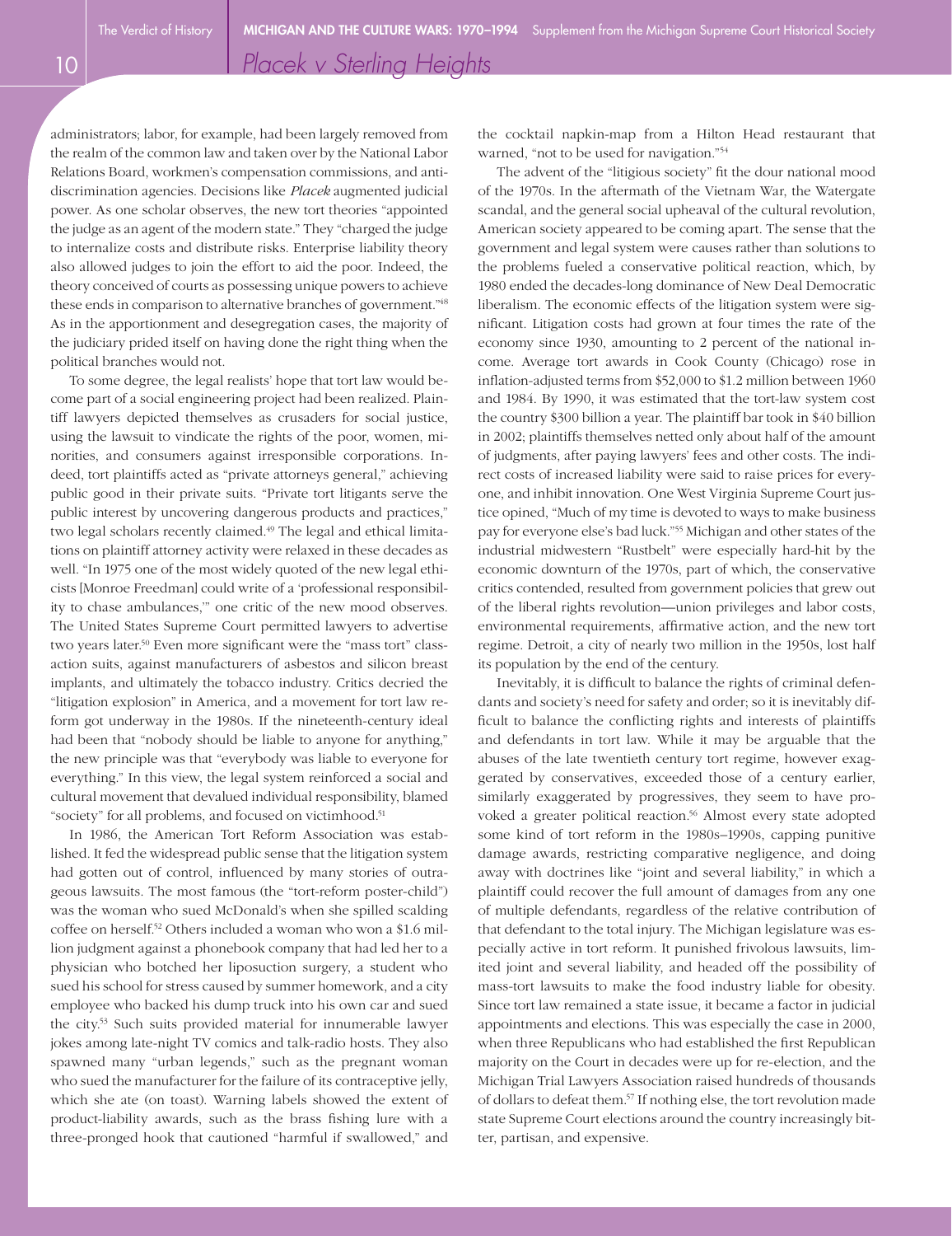administrators; labor, for example, had been largely removed from the realm of the common law and taken over by the National Labor Relations Board, workmen's compensation commissions, and antidiscrimination agencies. Decisions like *Placek* augmented judicial power. As one scholar observes, the new tort theories "appointed the judge as an agent of the modern state." They "charged the judge to internalize costs and distribute risks. Enterprise liability theory also allowed judges to join the effort to aid the poor. Indeed, the theory conceived of courts as possessing unique powers to achieve these ends in comparison to alternative branches of government."[48] As in the apportionment and desegregation cases, the majority of the judiciary prided itself on having done the right thing when the political branches would not.

To some degree, the legal realists' hope that tort law would become part of a social engineering project had been realized. Plaintiff lawyers depicted themselves as crusaders for social justice, using the lawsuit to vindicate the rights of the poor, women, minorities, and consumers against irresponsible corporations. Indeed, tort plaintiffs acted as "private attorneys general," achieving public good in their private suits. "Private tort litigants serve the public interest by uncovering dangerous products and practices," two legal scholars recently claimed.[49] The legal and ethical limitations on plaintiff attorney activity were relaxed in these decades as well. "In 1975 one of the most widely quoted of the new legal ethicists [Monroe Freedman] could write of a 'professional responsibility to chase ambulances,'" one critic of the new mood observes. The United States Supreme Court permitted lawyers to advertise two years later.[50] Even more significant were the "mass tort" class-action suits, against manufacturers of asbestos and silicon breast implants, and ultimately the tobacco industry. Critics decried the "litigation explosion" in America, and a movement for tort law reform got underway in the 1980s. If the nineteenth-century ideal had been that "nobody should be liable to anyone for anything," the new principle was that "everybody was liable to everyone for everything." In this view, the legal system reinforced a social and cultural movement that devalued individual responsibility, blamed "society" for all problems, and focused on victimhood.[51]

In 1986, the American Tort Reform Association was established. It fed the widespread public sense that the litigation system had gotten out of control, influenced by many stories of outrageous lawsuits. The most famous (the "tort-reform poster-child") was the woman who sued McDonald's when she spilled scalding coffee on herself.[52] Others included a woman who won a $1.6 million judgment against a phonebook company that had led her to a physician who botched her liposuction surgery, a student who sued his school for stress caused by summer homework, and a city employee who backed his dump truck into his own car and sued the city.[53] Such suits provided material for innumerable lawyer jokes among late-night TV comics and talk-radio hosts. They also spawned many "urban legends," such as the pregnant woman who sued the manufacturer for the failure of its contraceptive jelly, which she ate (on toast). Warning labels showed the extent of product-liability awards, such as the brass fishing lure with a three-pronged hook that cautioned "harmful if swallowed," and the cocktail napkin-map from a Hilton Head restaurant that warned, "not to be used for navigation."[54]

The advent of the "litigious society" fit the dour national mood of the 1970s. In the aftermath of the Vietnam War, the Watergate scandal, and the general social upheaval of the cultural revolution, American society appeared to be coming apart. The sense that the government and legal system were causes rather than solutions to the problems fueled a conservative political reaction, which, by 1980 ended the decades-long dominance of New Deal Democratic liberalism. The economic effects of the litigation system were significant. Litigation costs had grown at four times the rate of the economy since 1930, amounting to 2 percent of the national income. Average tort awards in Cook County (Chicago) rose in inflation-adjusted terms from $52,000 to $1.2 million between 1960 and 1984. By 1990, it was estimated that the tort-law system cost the country $300 billion a year. The plaintiff bar took in $40 billion in 2002; plaintiffs themselves netted only about half of the amount of judgments, after paying lawyers' fees and other costs. The indirect costs of increased liability were said to raise prices for everyone, and inhibit innovation. One West Virginia Supreme Court justice opined, "Much of my time is devoted to ways to make business pay for everyone else's bad luck."[55] Michigan and other states of the industrial midwestern "Rustbelt" were especially hard-hit by the economic downturn of the 1970s, part of which, the conservative critics contended, resulted from government policies that grew out of the liberal rights revolution—union privileges and labor costs, environmental requirements, affirmative action, and the new tort regime. Detroit, a city of nearly two million in the 1950s, lost half its population by the end of the century.

Inevitably, it is difficult to balance the rights of criminal defendants and society's need for safety and order; so it is inevitably difficult to balance the conflicting rights and interests of plaintiffs and defendants in tort law. While it may be arguable that the abuses of the late twentieth century tort regime, however exaggerated by conservatives, exceeded those of a century earlier, similarly exaggerated by progressives, they seem to have provoked a greater political reaction.[56] Almost every state adopted some kind of tort reform in the 1980s–1990s, capping punitive damage awards, restricting comparative negligence, and doing away with doctrines like "joint and several liability," in which a plaintiff could recover the full amount of damages from any one of multiple defendants, regardless of the relative contribution of that defendant to the total injury. The Michigan legislature was especially active in tort reform. It punished frivolous lawsuits, limited joint and several liability, and headed off the possibility of mass-tort lawsuits to make the food industry liable for obesity. Since tort law remained a state issue, it became a factor in judicial appointments and elections. This was especially the case in 2000, when three Republicans who had established the first Republican majority on the Court in decades were up for re-election, and the Michigan Trial Lawyers Association raised hundreds of thousands of dollars to defeat them.[57] If nothing else, the tort revolution made state Supreme Court elections around the country increasingly bitter, partisan, and expensive.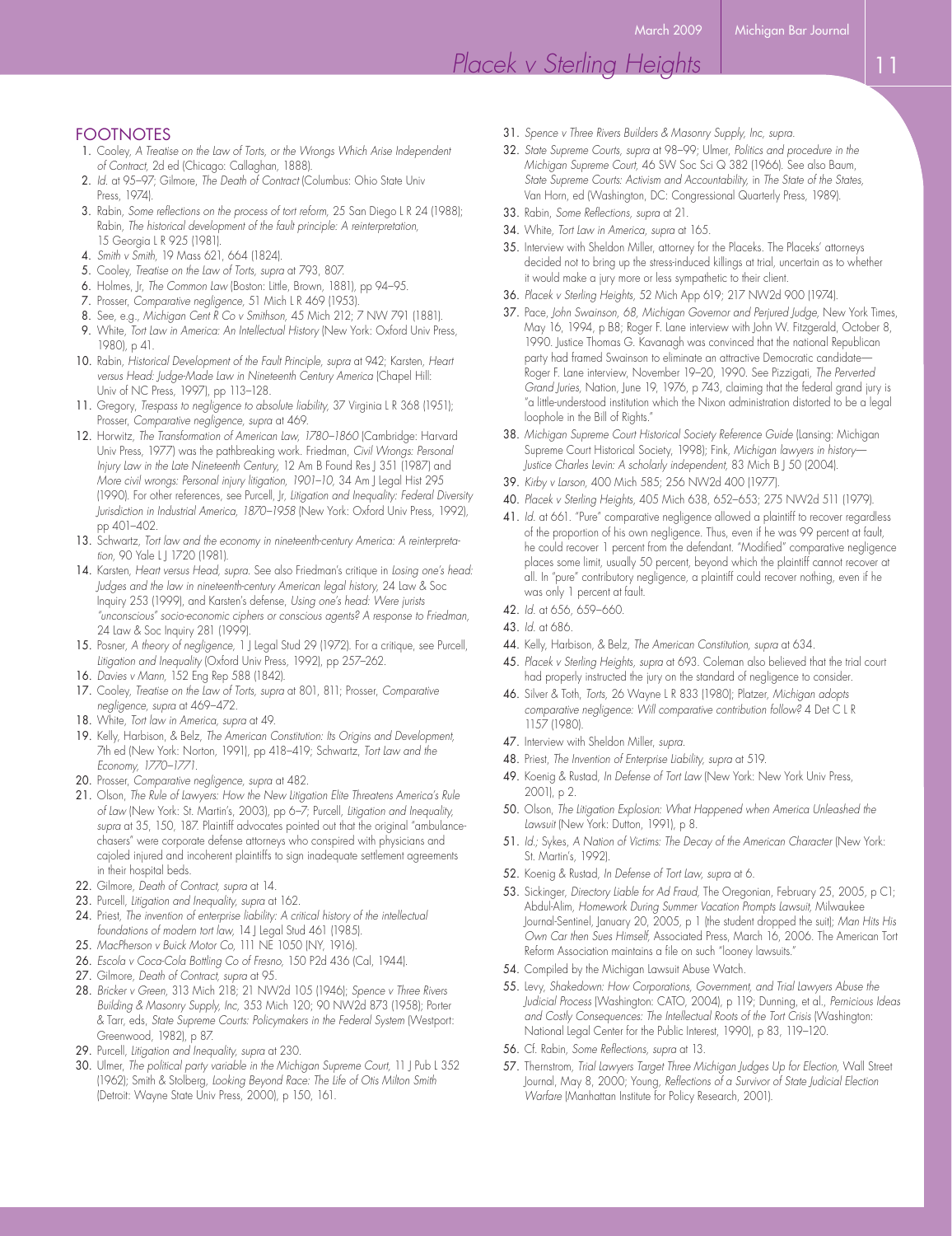## FOOTNOTES

1. Cooley, *A Treatise on the Law of Torts, or the Wrongs Which Arise Independent of Contract*, 2d ed (Chicago: Callaghan, 1888).
2. *Id.* at 95–97; Gilmore, *The Death of Contract* (Columbus: Ohio State Univ Press, 1974).
3. Rabin, *Some reflections on the process of tort reform*, 25 San Diego L R 24 (1988); Rabin, *The historical development of the fault principle: A reinterpretation*, 15 Georgia L R 925 (1981).
4. *Smith v Smith*, 19 Mass 621, 664 (1824).
5. Cooley, *Treatise on the Law of Torts*, *supra* at 793, 807.
6. Holmes, Jr, *The Common Law* (Boston: Little, Brown, 1881), pp 94–95.
7. Prosser, *Comparative negligence*, 51 Mich L R 469 (1953).
8. See, e.g., *Michigan Cent R Co v Smithson*, 45 Mich 212; 7 NW 791 (1881).
9. White, *Tort Law in America: An Intellectual History* (New York: Oxford Univ Press, 1980), p 41.
10. Rabin, *Historical Development of the Fault Principle*, *supra* at 942; Karsten, *Heart versus Head: Judge-Made Law in Nineteenth Century America* (Chapel Hill: Univ of NC Press, 1997), pp 113–128.
11. Gregory, *Trespass to negligence to absolute liability*, 37 Virginia L R 368 (1951); Prosser, *Comparative negligence*, *supra* at 469.
12. Horwitz, *The Transformation of American Law, 1780–1860* (Cambridge: Harvard Univ Press, 1977) was the pathbreaking work. Friedman, *Civil Wrongs: Personal Injury Law in the Late Nineteenth Century*, 12 Am B Found Res J 351 (1987) and *More civil wrongs: Personal injury litigation, 1901–10*, 34 Am J Legal Hist 295 (1990). For other references, see Purcell, Jr, *Litigation and Inequality: Federal Diversity Jurisdiction in Industrial America, 1870–1958* (New York: Oxford Univ Press, 1992), pp 401–402.
13. Schwartz, *Tort law and the economy in nineteenth-century America: A reinterpretation*, 90 Yale L J 1720 (1981).
14. Karsten, *Heart versus Head*, *supra*. See also Friedman's critique in *Losing one's head: Judges and the law in nineteenth-century American legal history*, 24 Law & Soc Inquiry 253 (1999), and Karsten's defense, *Using one's head: Were jurists "unconscious" socio-economic ciphers or conscious agents? A response to Friedman*, 24 Law & Soc Inquiry 281 (1999).
15. Posner, *A theory of negligence*, 1 J Legal Stud 29 (1972). For a critique, see Purcell, *Litigation and Inequality* (Oxford Univ Press, 1992), pp 257–262.
16. *Davies v Mann*, 152 Eng Rep 588 (1842).
17. Cooley, *Treatise on the Law of Torts*, *supra* at 801, 811; Prosser, *Comparative negligence*, *supra* at 469–472.
18. White, *Tort law in America*, *supra* at 49.
19. Kelly, Harbison, & Belz, *The American Constitution: Its Origins and Development*, 7th ed (New York: Norton, 1991), pp 418–419; Schwartz, *Tort Law and the Economy, 1770–1771*.
20. Prosser, *Comparative negligence*, *supra* at 482.
21. Olson, *The Rule of Lawyers: How the New Litigation Elite Threatens America's Rule of Law* (New York: St. Martin's, 2003), pp 6–7; Purcell, *Litigation and Inequality*, *supra* at 35, 150, 187. Plaintiff advocates pointed out that the original "ambulance-chasers" were corporate defense attorneys who conspired with physicians and cajoled injured and incoherent plaintiffs to sign inadequate settlement agreements in their hospital beds.
22. Gilmore, *Death of Contract*, *supra* at 14.
23. Purcell, *Litigation and Inequality*, *supra* at 162.
24. Priest, *The invention of enterprise liability: A critical history of the intellectual foundations of modern tort law*, 14 J Legal Stud 461 (1985).
25. *MacPherson v Buick Motor Co*, 111 NE 1050 (NY, 1916).
26. *Escola v Coca-Cola Bottling Co of Fresno*, 150 P2d 436 (Cal, 1944).
27. Gilmore, *Death of Contract*, *supra* at 95.
28. *Bricker v Green*, 313 Mich 218; 21 NW2d 105 (1946); *Spence v Three Rivers Building & Masonry Supply, Inc*, 353 Mich 120; 90 NW2d 873 (1958); Porter & Tarr, eds, *State Supreme Courts: Policymakers in the Federal System* (Westport: Greenwood, 1982), p 87.
29. Purcell, *Litigation and Inequality*, *supra* at 230.
30. Ulmer, *The political party variable in the Michigan Supreme Court*, 11 J Pub L 352 (1962); Smith & Stolberg, *Looking Beyond Race: The Life of Otis Milton Smith* (Detroit: Wayne State Univ Press, 2000), p 150, 161.
31. *Spence v Three Rivers Builders & Masonry Supply, Inc*, *supra*.
32. *State Supreme Courts*, *supra* at 98–99; Ulmer, *Politics and procedure in the Michigan Supreme Court*, 46 SW Soc Sci Q 382 (1966). See also Baum, *State Supreme Courts: Activism and Accountability*, in *The State of the States*, Van Horn, ed (Washington, DC: Congressional Quarterly Press, 1989).
33. Rabin, *Some Reflections*, *supra* at 21.
34. White, *Tort Law in America*, *supra* at 165.
35. Interview with Sheldon Miller, attorney for the Placeks. The Placeks' attorneys decided not to bring up the stress-induced killings at trial, uncertain as to whether it would make a jury more or less sympathetic to their client.
36. *Placek v Sterling Heights*, 52 Mich App 619; 217 NW2d 900 (1974).
37. Pace, *John Swainson, 68, Michigan Governor and Perjured Judge*, New York Times, May 16, 1994, p B8; Roger F. Lane interview with John W. Fitzgerald, October 8, 1990. Justice Thomas G. Kavanagh was convinced that the national Republican party had framed Swainson to eliminate an attractive Democratic candidate—Roger F. Lane interview, November 19–20, 1990. See Pizzigati, *The Perverted Grand Juries*, Nation, June 19, 1976, p 743, claiming that the federal grand jury is "a little-understood institution which the Nixon administration distorted to be a legal loophole in the Bill of Rights."
38. *Michigan Supreme Court Historical Society Reference Guide* (Lansing: Michigan Supreme Court Historical Society, 1998); Fink, *Michigan lawyers in history—Justice Charles Levin: A scholarly independent*, 83 Mich B J 50 (2004).
39. *Kirby v Larson*, 400 Mich 585; 256 NW2d 400 (1977).
40. *Placek v Sterling Heights*, 405 Mich 638, 652–653; 275 NW2d 511 (1979).
41. *Id.* at 661. "Pure" comparative negligence allowed a plaintiff to recover regardless of the proportion of his own negligence. Thus, even if he was 99 percent at fault, he could recover 1 percent from the defendant. "Modified" comparative negligence places some limit, usually 50 percent, beyond which the plaintiff cannot recover at all. In "pure" contributory negligence, a plaintiff could recover nothing, even if he was only 1 percent at fault.
42. *Id.* at 656, 659–660.
43. *Id.* at 686.
44. Kelly, Harbison, & Belz, *The American Constitution*, *supra* at 634.
45. *Placek v Sterling Heights*, *supra* at 693. Coleman also believed that the trial court had properly instructed the jury on the standard of negligence to consider.
46. Silver & Toth, *Torts*, 26 Wayne L R 833 (1980); Platzer, *Michigan adopts comparative negligence: Will comparative contribution follow?* 4 Det C L R 1157 (1980).
47. Interview with Sheldon Miller, *supra*.
48. Priest, *The Invention of Enterprise Liability*, *supra* at 519.
49. Koenig & Rustad, *In Defense of Tort Law* (New York: New York Univ Press, 2001), p 2.
50. Olson, *The Litigation Explosion: What Happened when America Unleashed the Lawsuit* (New York: Dutton, 1991), p 8.
51. *Id.*; Sykes, *A Nation of Victims: The Decay of the American Character* (New York: St. Martin's, 1992).
52. Koenig & Rustad, *In Defense of Tort Law*, *supra* at 6.
53. Sickinger, *Directory Liable for Ad Fraud*, The Oregonian, February 25, 2005, p C1; Abdul-Alim, *Homework During Summer Vacation Prompts Lawsuit*, Milwaukee Journal-Sentinel, January 20, 2005, p 1 (the student dropped the suit); *Man Hits His Own Car then Sues Himself*, Associated Press, March 16, 2006. The American Tort Reform Association maintains a file on such "looney lawsuits."
54. Compiled by the Michigan Lawsuit Abuse Watch.
55. Levy, *Shakedown: How Corporations, Government, and Trial Lawyers Abuse the Judicial Process* (Washington: CATO, 2004), p 119; Dunning, et al., *Pernicious Ideas and Costly Consequences: The Intellectual Roots of the Tort Crisis* (Washington: National Legal Center for the Public Interest, 1990), p 83, 119–120.
56. Cf. Rabin, *Some Reflections*, *supra* at 13.
57. Thernstrom, *Trial Lawyers Target Three Michigan Judges Up for Election*, Wall Street Journal, May 8, 2000; Young, *Reflections of a Survivor of State Judicial Election Warfare* (Manhattan Institute for Policy Research, 2001).